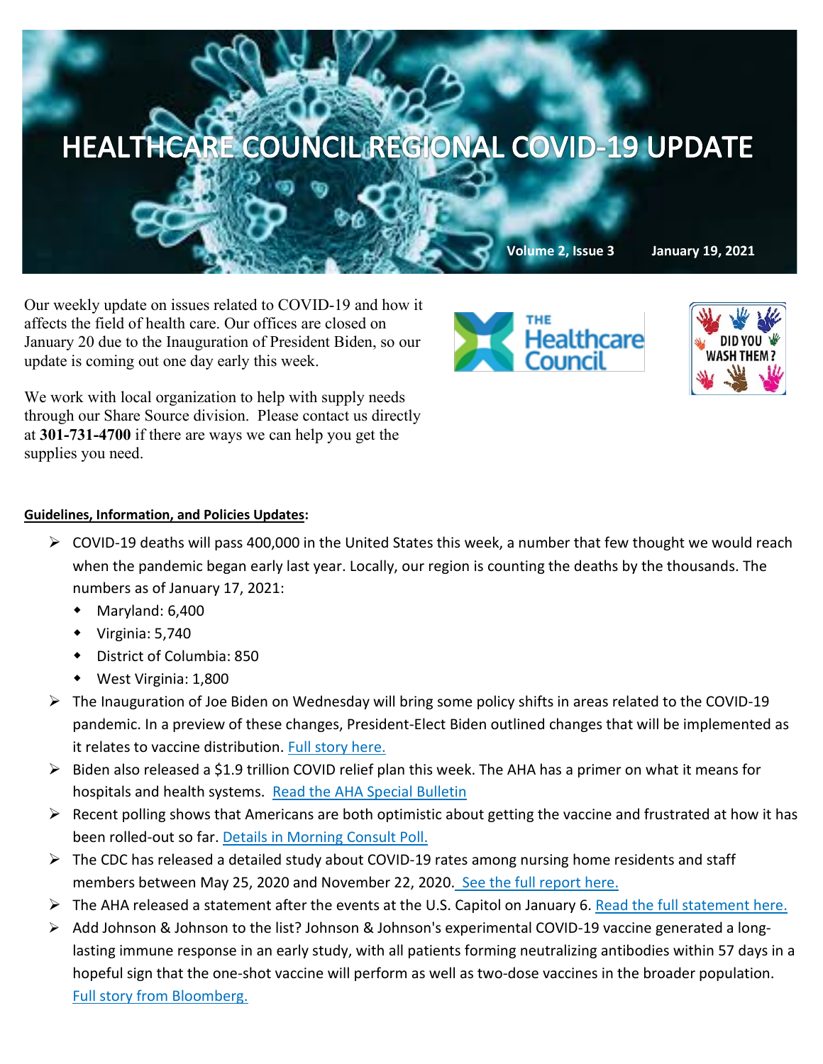# HEALTHCARE COUNCIL REGIONAL COVID-19 UPDATE

**Volume 2, Issue 3** **January 19, 2021**

Our weekly update on issues related to COVID-19 and how it affects the field of health care. Our offices are closed on January 20 due to the Inauguration of President Biden, so our update is coming out one day early this week.

We work with local organization to help with supply needs through our Share Source division. Please contact us directly at **301-731-4700** if there are ways we can help you get the supplies you need.

**Guidelines, Information, and Policies Updates:**

- COVID-19 deaths will pass 400,000 in the United States this week, a number that few thought we would reach when the pandemic began early last year. Locally, our region is counting the deaths by the thousands. The numbers as of January 17, 2021:
  - Maryland: 6,400
  - Virginia: 5,740
  - District of Columbia: 850
  - West Virginia: 1,800
- The Inauguration of Joe Biden on Wednesday will bring some policy shifts in areas related to the COVID-19 pandemic. In a preview of these changes, President-Elect Biden outlined changes that will be implemented as it relates to vaccine distribution. Full story here.
- Biden also released a $1.9 trillion COVID relief plan this week. The AHA has a primer on what it means for hospitals and health systems. Read the AHA Special Bulletin
- Recent polling shows that Americans are both optimistic about getting the vaccine and frustrated at how it has been rolled-out so far. Details in Morning Consult Poll.
- The CDC has released a detailed study about COVID-19 rates among nursing home residents and staff members between May 25, 2020 and November 22, 2020. See the full report here.
- The AHA released a statement after the events at the U.S. Capitol on January 6. Read the full statement here.
- Add Johnson & Johnson to the list? Johnson & Johnson's experimental COVID-19 vaccine generated a long-lasting immune response in an early study, with all patients forming neutralizing antibodies within 57 days in a hopeful sign that the one-shot vaccine will perform as well as two-dose vaccines in the broader population. Full story from Bloomberg.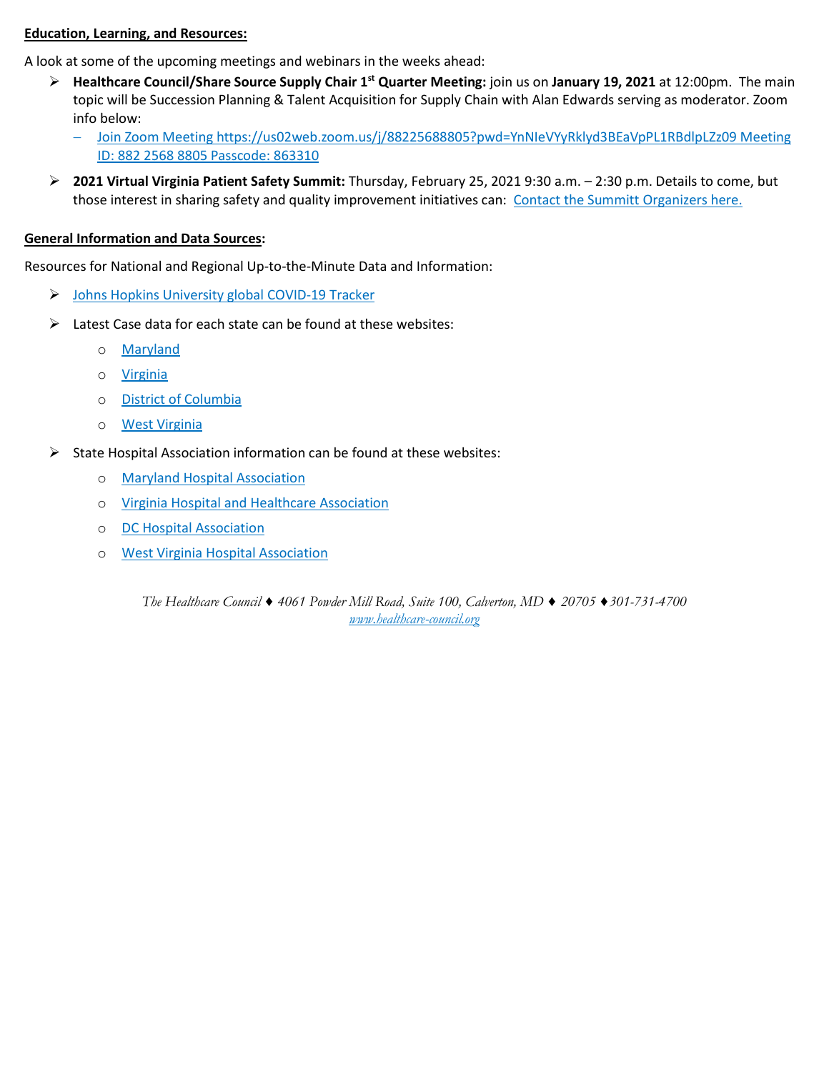**Education, Learning, and Resources:**

A look at some of the upcoming meetings and webinars in the weeks ahead:

- **Healthcare Council/Share Source Supply Chair 1st Quarter Meeting:** join us on **January 19, 2021** at 12:00pm. The main topic will be Succession Planning & Talent Acquisition for Supply Chain with Alan Edwards serving as moderator. Zoom info below:
  - Join Zoom Meeting https://us02web.zoom.us/j/88225688805?pwd=YnNIeVYyRklyd3BEaVpPL1RBdlpLZz09 Meeting ID: 882 2568 8805 Passcode: 863310
- **2021 Virtual Virginia Patient Safety Summit:** Thursday, February 25, 2021 9:30 a.m. – 2:30 p.m. Details to come, but those interest in sharing safety and quality improvement initiatives can: Contact the Summitt Organizers here.

**General Information and Data Sources:**

Resources for National and Regional Up-to-the-Minute Data and Information:

- Johns Hopkins University global COVID-19 Tracker
- Latest Case data for each state can be found at these websites:
  - Maryland
  - Virginia
  - District of Columbia
  - West Virginia
- State Hospital Association information can be found at these websites:
  - Maryland Hospital Association
  - Virginia Hospital and Healthcare Association
  - DC Hospital Association
  - West Virginia Hospital Association

*The Healthcare Council ♦ 4061 Powder Mill Road, Suite 100, Calverton, MD ♦ 20705 ♦301-731-4700*
*www.healthcare-council.org*